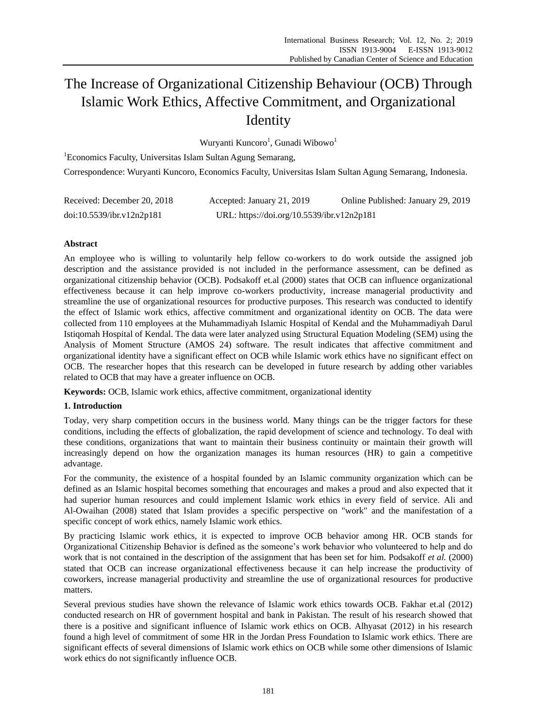# The Increase of Organizational Citizenship Behaviour (OCB) Through Islamic Work Ethics, Affective Commitment, and Organizational Identity

Wuryanti Kuncoro[1], Gunadi Wibowo[1]

[1]Economics Faculty, Universitas Islam Sultan Agung Semarang,

Correspondence: Wuryanti Kuncoro, Economics Faculty, Universitas Islam Sultan Agung Semarang, Indonesia.

Received: December 20, 2018 Accepted: January 21, 2019 Online Published: January 29, 2019

doi:10.5539/ibr.v12n2p181 URL: https://doi.org/10.5539/ibr.v12n2p181

## Abstract

An employee who is willing to voluntarily help fellow co-workers to do work outside the assigned job description and the assistance provided is not included in the performance assessment, can be defined as organizational citizenship behavior (OCB). Podsakoff et.al (2000) states that OCB can influence organizational effectiveness because it can help improve co-workers productivity, increase managerial productivity and streamline the use of organizational resources for productive purposes. This research was conducted to identify the effect of Islamic work ethics, affective commitment and organizational identity on OCB. The data were collected from 110 employees at the Muhammadiyah Islamic Hospital of Kendal and the Muhammadiyah Darul Istiqomah Hospital of Kendal. The data were later analyzed using Structural Equation Modeling (SEM) using the Analysis of Moment Structure (AMOS 24) software. The result indicates that affective commitment and organizational identity have a significant effect on OCB while Islamic work ethics have no significant effect on OCB. The researcher hopes that this research can be developed in future research by adding other variables related to OCB that may have a greater influence on OCB.

**Keywords:** OCB, Islamic work ethics, affective commitment, organizational identity

## 1. Introduction

Today, very sharp competition occurs in the business world. Many things can be the trigger factors for these conditions, including the effects of globalization, the rapid development of science and technology. To deal with these conditions, organizations that want to maintain their business continuity or maintain their growth will increasingly depend on how the organization manages its human resources (HR) to gain a competitive advantage.

For the community, the existence of a hospital founded by an Islamic community organization which can be defined as an Islamic hospital becomes something that encourages and makes a proud and also expected that it had superior human resources and could implement Islamic work ethics in every field of service. Ali and Al-Owaihan (2008) stated that Islam provides a specific perspective on "work" and the manifestation of a specific concept of work ethics, namely Islamic work ethics.

By practicing Islamic work ethics, it is expected to improve OCB behavior among HR. OCB stands for Organizational Citizenship Behavior is defined as the someone's work behavior who volunteered to help and do work that is not contained in the description of the assignment that has been set for him. Podsakoff *et al.* (2000) stated that OCB can increase organizational effectiveness because it can help increase the productivity of coworkers, increase managerial productivity and streamline the use of organizational resources for productive matters.

Several previous studies have shown the relevance of Islamic work ethics towards OCB. Fakhar et.al (2012) conducted research on HR of government hospital and bank in Pakistan. The result of his research showed that there is a positive and significant influence of Islamic work ethics on OCB. Alhyasat (2012) in his research found a high level of commitment of some HR in the Jordan Press Foundation to Islamic work ethics. There are significant effects of several dimensions of Islamic work ethics on OCB while some other dimensions of Islamic work ethics do not significantly influence OCB.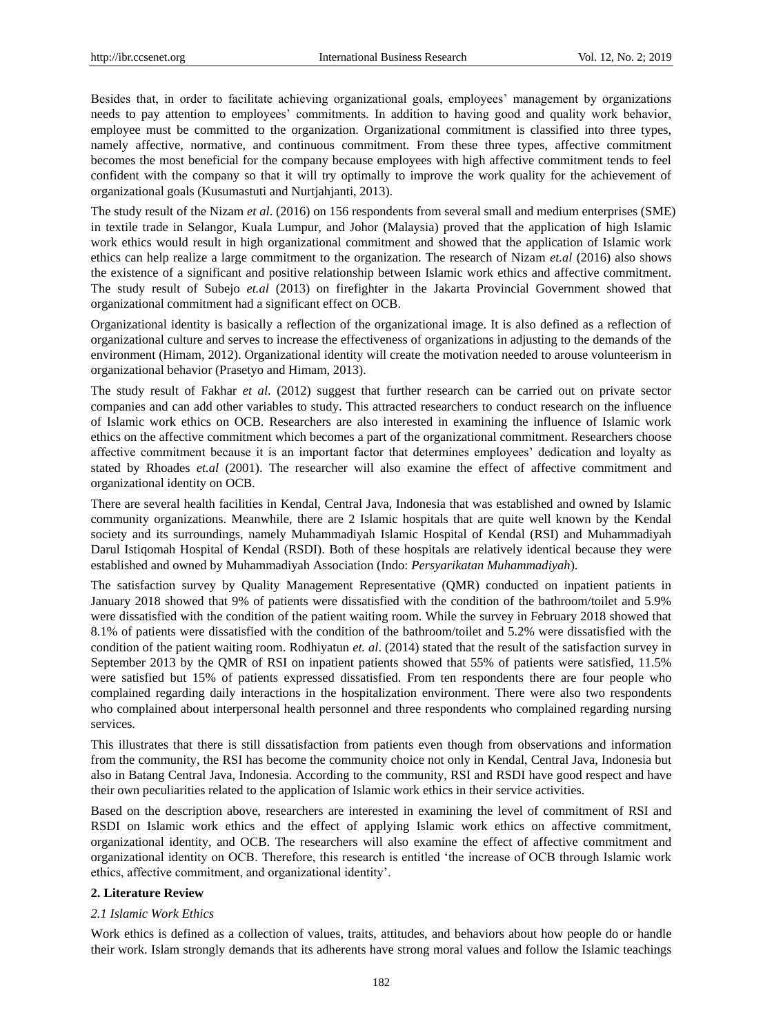Besides that, in order to facilitate achieving organizational goals, employees' management by organizations needs to pay attention to employees' commitments. In addition to having good and quality work behavior, employee must be committed to the organization. Organizational commitment is classified into three types, namely affective, normative, and continuous commitment. From these three types, affective commitment becomes the most beneficial for the company because employees with high affective commitment tends to feel confident with the company so that it will try optimally to improve the work quality for the achievement of organizational goals (Kusumastuti and Nurtjahjanti, 2013).

The study result of the Nizam *et al*. (2016) on 156 respondents from several small and medium enterprises (SME) in textile trade in Selangor, Kuala Lumpur, and Johor (Malaysia) proved that the application of high Islamic work ethics would result in high organizational commitment and showed that the application of Islamic work ethics can help realize a large commitment to the organization. The research of Nizam *et.al* (2016) also shows the existence of a significant and positive relationship between Islamic work ethics and affective commitment. The study result of Subejo *et.al* (2013) on firefighter in the Jakarta Provincial Government showed that organizational commitment had a significant effect on OCB.

Organizational identity is basically a reflection of the organizational image. It is also defined as a reflection of organizational culture and serves to increase the effectiveness of organizations in adjusting to the demands of the environment (Himam, 2012). Organizational identity will create the motivation needed to arouse volunteerism in organizational behavior (Prasetyo and Himam, 2013).

The study result of Fakhar *et al*. (2012) suggest that further research can be carried out on private sector companies and can add other variables to study. This attracted researchers to conduct research on the influence of Islamic work ethics on OCB. Researchers are also interested in examining the influence of Islamic work ethics on the affective commitment which becomes a part of the organizational commitment. Researchers choose affective commitment because it is an important factor that determines employees' dedication and loyalty as stated by Rhoades *et.al* (2001). The researcher will also examine the effect of affective commitment and organizational identity on OCB.

There are several health facilities in Kendal, Central Java, Indonesia that was established and owned by Islamic community organizations. Meanwhile, there are 2 Islamic hospitals that are quite well known by the Kendal society and its surroundings, namely Muhammadiyah Islamic Hospital of Kendal (RSI) and Muhammadiyah Darul Istiqomah Hospital of Kendal (RSDI). Both of these hospitals are relatively identical because they were established and owned by Muhammadiyah Association (Indo: *Persyarikatan Muhammadiyah*).

The satisfaction survey by Quality Management Representative (QMR) conducted on inpatient patients in January 2018 showed that 9% of patients were dissatisfied with the condition of the bathroom/toilet and 5.9% were dissatisfied with the condition of the patient waiting room. While the survey in February 2018 showed that 8.1% of patients were dissatisfied with the condition of the bathroom/toilet and 5.2% were dissatisfied with the condition of the patient waiting room. Rodhiyatun *et. al*. (2014) stated that the result of the satisfaction survey in September 2013 by the QMR of RSI on inpatient patients showed that 55% of patients were satisfied, 11.5% were satisfied but 15% of patients expressed dissatisfied. From ten respondents there are four people who complained regarding daily interactions in the hospitalization environment. There were also two respondents who complained about interpersonal health personnel and three respondents who complained regarding nursing services.

This illustrates that there is still dissatisfaction from patients even though from observations and information from the community, the RSI has become the community choice not only in Kendal, Central Java, Indonesia but also in Batang Central Java, Indonesia. According to the community, RSI and RSDI have good respect and have their own peculiarities related to the application of Islamic work ethics in their service activities.

Based on the description above, researchers are interested in examining the level of commitment of RSI and RSDI on Islamic work ethics and the effect of applying Islamic work ethics on affective commitment, organizational identity, and OCB. The researchers will also examine the effect of affective commitment and organizational identity on OCB. Therefore, this research is entitled 'the increase of OCB through Islamic work ethics, affective commitment, and organizational identity'.

## 2. Literature Review

### *2.1 Islamic Work Ethics*

Work ethics is defined as a collection of values, traits, attitudes, and behaviors about how people do or handle their work. Islam strongly demands that its adherents have strong moral values and follow the Islamic teachings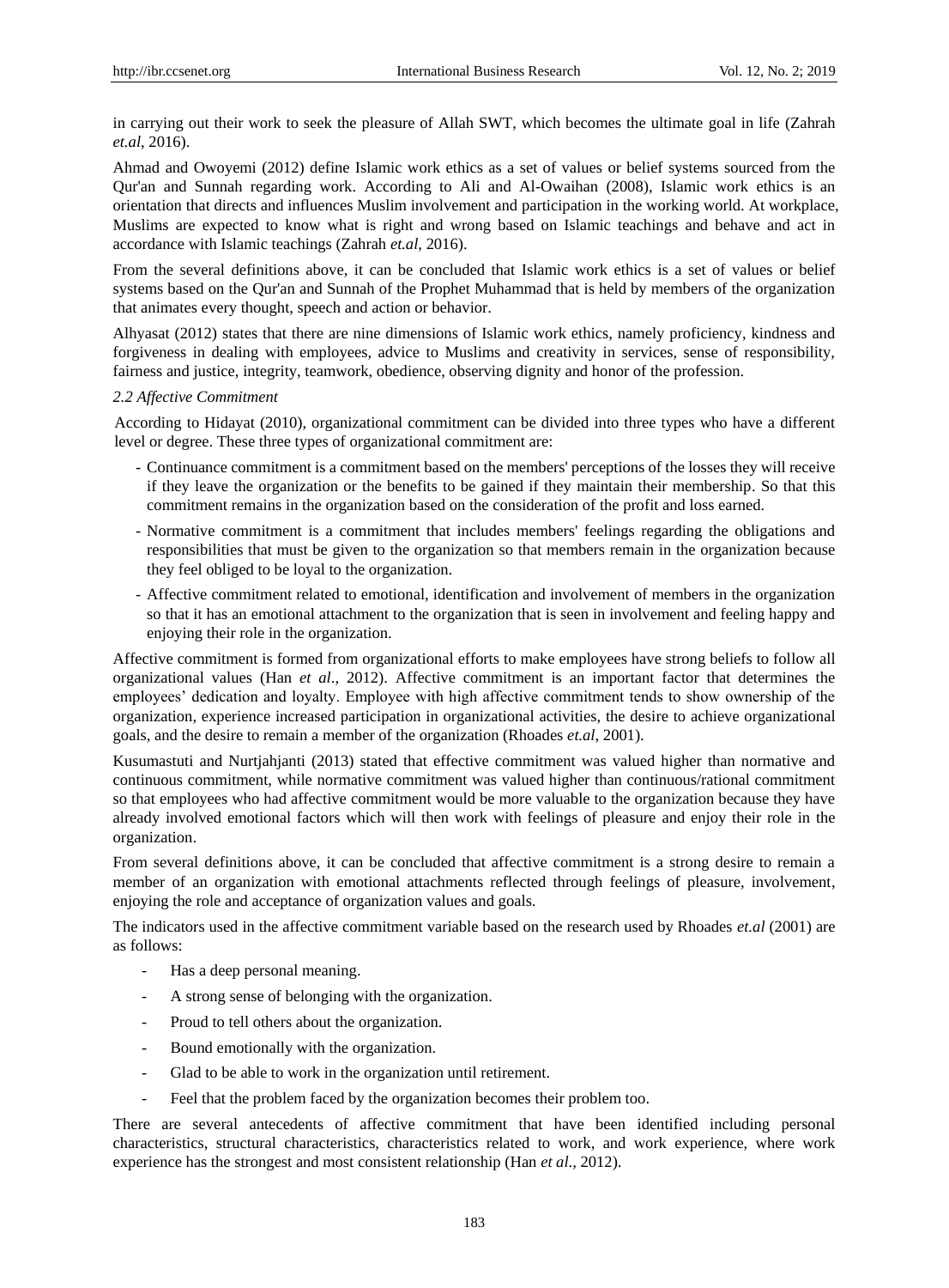in carrying out their work to seek the pleasure of Allah SWT, which becomes the ultimate goal in life (Zahrah *et.al*, 2016).

Ahmad and Owoyemi (2012) define Islamic work ethics as a set of values or belief systems sourced from the Qur'an and Sunnah regarding work. According to Ali and Al-Owaihan (2008), Islamic work ethics is an orientation that directs and influences Muslim involvement and participation in the working world. At workplace, Muslims are expected to know what is right and wrong based on Islamic teachings and behave and act in accordance with Islamic teachings (Zahrah *et.al*, 2016).

From the several definitions above, it can be concluded that Islamic work ethics is a set of values or belief systems based on the Qur'an and Sunnah of the Prophet Muhammad that is held by members of the organization that animates every thought, speech and action or behavior.

Alhyasat (2012) states that there are nine dimensions of Islamic work ethics, namely proficiency, kindness and forgiveness in dealing with employees, advice to Muslims and creativity in services, sense of responsibility, fairness and justice, integrity, teamwork, obedience, observing dignity and honor of the profession.

### *2.2 Affective Commitment*

According to Hidayat (2010), organizational commitment can be divided into three types who have a different level or degree. These three types of organizational commitment are:

- Continuance commitment is a commitment based on the members' perceptions of the losses they will receive if they leave the organization or the benefits to be gained if they maintain their membership. So that this commitment remains in the organization based on the consideration of the profit and loss earned.
- Normative commitment is a commitment that includes members' feelings regarding the obligations and responsibilities that must be given to the organization so that members remain in the organization because they feel obliged to be loyal to the organization.
- Affective commitment related to emotional, identification and involvement of members in the organization so that it has an emotional attachment to the organization that is seen in involvement and feeling happy and enjoying their role in the organization.

Affective commitment is formed from organizational efforts to make employees have strong beliefs to follow all organizational values (Han *et al*., 2012). Affective commitment is an important factor that determines the employees' dedication and loyalty. Employee with high affective commitment tends to show ownership of the organization, experience increased participation in organizational activities, the desire to achieve organizational goals, and the desire to remain a member of the organization (Rhoades *et.al*, 2001).

Kusumastuti and Nurtjahjanti (2013) stated that effective commitment was valued higher than normative and continuous commitment, while normative commitment was valued higher than continuous/rational commitment so that employees who had affective commitment would be more valuable to the organization because they have already involved emotional factors which will then work with feelings of pleasure and enjoy their role in the organization.

From several definitions above, it can be concluded that affective commitment is a strong desire to remain a member of an organization with emotional attachments reflected through feelings of pleasure, involvement, enjoying the role and acceptance of organization values and goals.

The indicators used in the affective commitment variable based on the research used by Rhoades *et.al* (2001) are as follows:

- Has a deep personal meaning.
- A strong sense of belonging with the organization.
- Proud to tell others about the organization.
- Bound emotionally with the organization.
- Glad to be able to work in the organization until retirement.
- Feel that the problem faced by the organization becomes their problem too.

There are several antecedents of affective commitment that have been identified including personal characteristics, structural characteristics, characteristics related to work, and work experience, where work experience has the strongest and most consistent relationship (Han *et al*., 2012).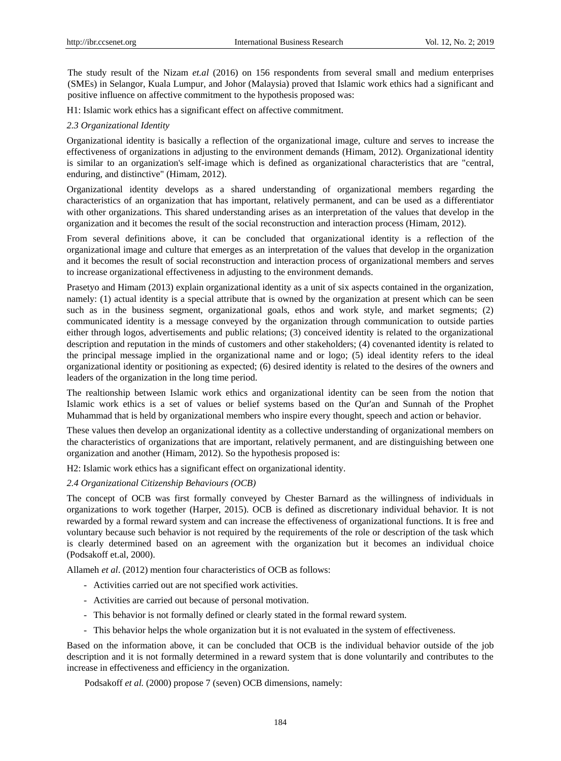The study result of the Nizam *et.al* (2016) on 156 respondents from several small and medium enterprises (SMEs) in Selangor, Kuala Lumpur, and Johor (Malaysia) proved that Islamic work ethics had a significant and positive influence on affective commitment to the hypothesis proposed was:

H1: Islamic work ethics has a significant effect on affective commitment.

### *2.3 Organizational Identity*

Organizational identity is basically a reflection of the organizational image, culture and serves to increase the effectiveness of organizations in adjusting to the environment demands (Himam, 2012). Organizational identity is similar to an organization's self-image which is defined as organizational characteristics that are "central, enduring, and distinctive" (Himam, 2012).

Organizational identity develops as a shared understanding of organizational members regarding the characteristics of an organization that has important, relatively permanent, and can be used as a differentiator with other organizations. This shared understanding arises as an interpretation of the values that develop in the organization and it becomes the result of the social reconstruction and interaction process (Himam, 2012).

From several definitions above, it can be concluded that organizational identity is a reflection of the organizational image and culture that emerges as an interpretation of the values that develop in the organization and it becomes the result of social reconstruction and interaction process of organizational members and serves to increase organizational effectiveness in adjusting to the environment demands.

Prasetyo and Himam (2013) explain organizational identity as a unit of six aspects contained in the organization, namely: (1) actual identity is a special attribute that is owned by the organization at present which can be seen such as in the business segment, organizational goals, ethos and work style, and market segments; (2) communicated identity is a message conveyed by the organization through communication to outside parties either through logos, advertisements and public relations; (3) conceived identity is related to the organizational description and reputation in the minds of customers and other stakeholders; (4) covenanted identity is related to the principal message implied in the organizational name and or logo; (5) ideal identity refers to the ideal organizational identity or positioning as expected; (6) desired identity is related to the desires of the owners and leaders of the organization in the long time period.

The realtionship between Islamic work ethics and organizational identity can be seen from the notion that Islamic work ethics is a set of values or belief systems based on the Qur'an and Sunnah of the Prophet Muhammad that is held by organizational members who inspire every thought, speech and action or behavior.

These values then develop an organizational identity as a collective understanding of organizational members on the characteristics of organizations that are important, relatively permanent, and are distinguishing between one organization and another (Himam, 2012). So the hypothesis proposed is:

H2: Islamic work ethics has a significant effect on organizational identity.

### *2.4 Organizational Citizenship Behaviours (OCB)*

The concept of OCB was first formally conveyed by Chester Barnard as the willingness of individuals in organizations to work together (Harper, 2015). OCB is defined as discretionary individual behavior. It is not rewarded by a formal reward system and can increase the effectiveness of organizational functions. It is free and voluntary because such behavior is not required by the requirements of the role or description of the task which is clearly determined based on an agreement with the organization but it becomes an individual choice (Podsakoff et.al, 2000).

Allameh *et al*. (2012) mention four characteristics of OCB as follows:

- Activities carried out are not specified work activities.
- Activities are carried out because of personal motivation.
- This behavior is not formally defined or clearly stated in the formal reward system.
- This behavior helps the whole organization but it is not evaluated in the system of effectiveness.

Based on the information above, it can be concluded that OCB is the individual behavior outside of the job description and it is not formally determined in a reward system that is done voluntarily and contributes to the increase in effectiveness and efficiency in the organization.

Podsakoff *et al.* (2000) propose 7 (seven) OCB dimensions, namely: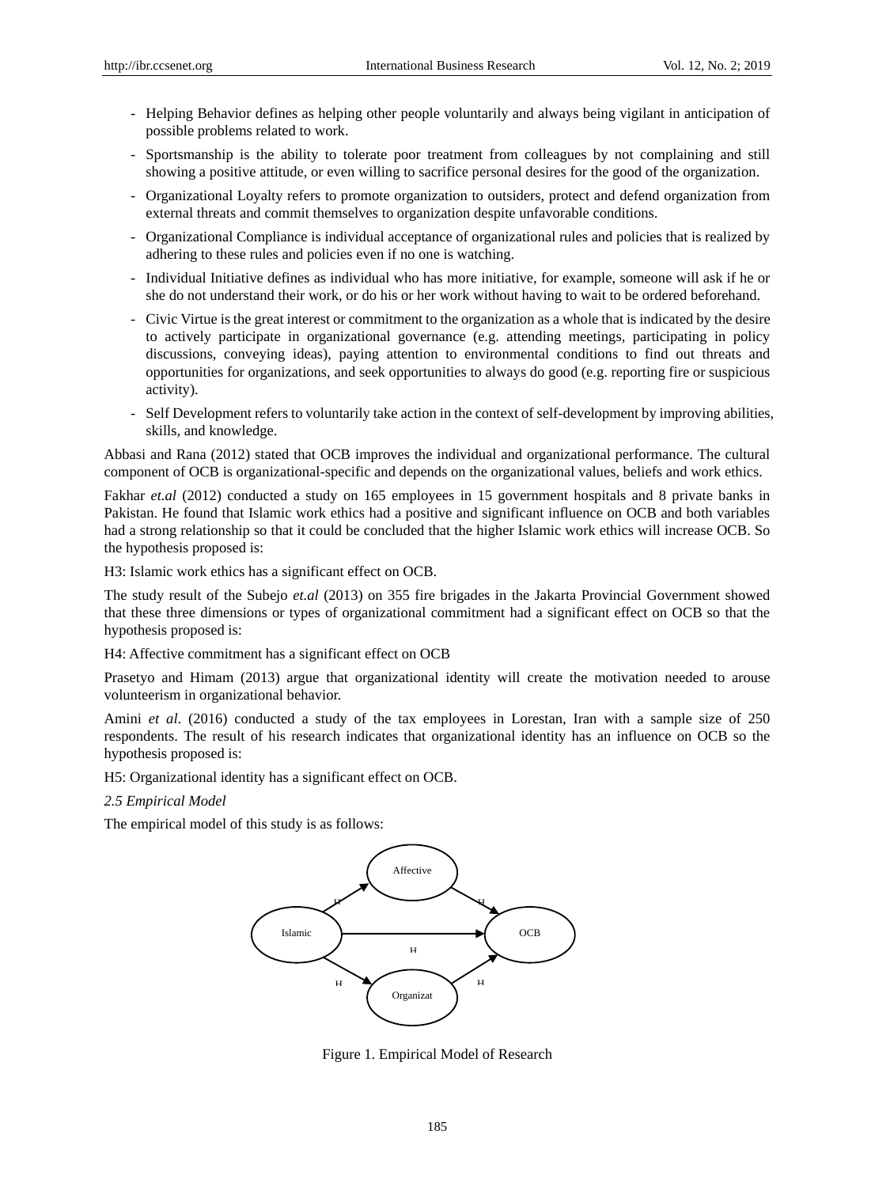- Helping Behavior defines as helping other people voluntarily and always being vigilant in anticipation of possible problems related to work.
- Sportsmanship is the ability to tolerate poor treatment from colleagues by not complaining and still showing a positive attitude, or even willing to sacrifice personal desires for the good of the organization.
- Organizational Loyalty refers to promote organization to outsiders, protect and defend organization from external threats and commit themselves to organization despite unfavorable conditions.
- Organizational Compliance is individual acceptance of organizational rules and policies that is realized by adhering to these rules and policies even if no one is watching.
- Individual Initiative defines as individual who has more initiative, for example, someone will ask if he or she do not understand their work, or do his or her work without having to wait to be ordered beforehand.
- Civic Virtue is the great interest or commitment to the organization as a whole that is indicated by the desire to actively participate in organizational governance (e.g. attending meetings, participating in policy discussions, conveying ideas), paying attention to environmental conditions to find out threats and opportunities for organizations, and seek opportunities to always do good (e.g. reporting fire or suspicious activity).
- Self Development refers to voluntarily take action in the context of self-development by improving abilities, skills, and knowledge.

Abbasi and Rana (2012) stated that OCB improves the individual and organizational performance. The cultural component of OCB is organizational-specific and depends on the organizational values, beliefs and work ethics.

Fakhar *et.al* (2012) conducted a study on 165 employees in 15 government hospitals and 8 private banks in Pakistan. He found that Islamic work ethics had a positive and significant influence on OCB and both variables had a strong relationship so that it could be concluded that the higher Islamic work ethics will increase OCB. So the hypothesis proposed is:

H3: Islamic work ethics has a significant effect on OCB.

The study result of the Subejo *et.al* (2013) on 355 fire brigades in the Jakarta Provincial Government showed that these three dimensions or types of organizational commitment had a significant effect on OCB so that the hypothesis proposed is:

H4: Affective commitment has a significant effect on OCB

Prasetyo and Himam (2013) argue that organizational identity will create the motivation needed to arouse volunteerism in organizational behavior.

Amini *et al*. (2016) conducted a study of the tax employees in Lorestan, Iran with a sample size of 250 respondents. The result of his research indicates that organizational identity has an influence on OCB so the hypothesis proposed is:

H5: Organizational identity has a significant effect on OCB.

*2.5 Empirical Model*

The empirical model of this study is as follows:

Affective, Islamic, OCB, Organizat, H, H, H, H, H

Figure 1. Empirical Model of Research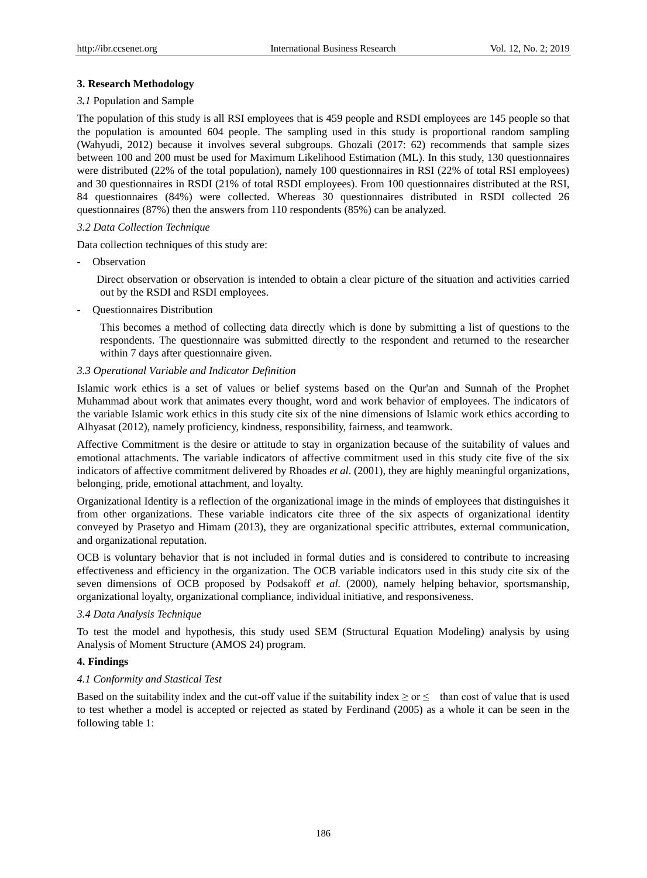### 3. Research Methodology

*3.1* Population and Sample

The population of this study is all RSI employees that is 459 people and RSDI employees are 145 people so that the population is amounted 604 people. The sampling used in this study is proportional random sampling (Wahyudi, 2012) because it involves several subgroups. Ghozali (2017: 62) recommends that sample sizes between 100 and 200 must be used for Maximum Likelihood Estimation (ML). In this study, 130 questionnaires were distributed (22% of the total population), namely 100 questionnaires in RSI (22% of total RSI employees) and 30 questionnaires in RSDI (21% of total RSDI employees). From 100 questionnaires distributed at the RSI, 84 questionnaires (84%) were collected. Whereas 30 questionnaires distributed in RSDI collected 26 questionnaires (87%) then the answers from 110 respondents (85%) can be analyzed.

*3.2 Data Collection Technique*

Data collection techniques of this study are:

- Observation

  Direct observation or observation is intended to obtain a clear picture of the situation and activities carried out by the RSDI and RSDI employees.

- Questionnaires Distribution

  This becomes a method of collecting data directly which is done by submitting a list of questions to the respondents. The questionnaire was submitted directly to the respondent and returned to the researcher within 7 days after questionnaire given.

*3.3 Operational Variable and Indicator Definition*

Islamic work ethics is a set of values or belief systems based on the Qur'an and Sunnah of the Prophet Muhammad about work that animates every thought, word and work behavior of employees. The indicators of the variable Islamic work ethics in this study cite six of the nine dimensions of Islamic work ethics according to Alhyasat (2012), namely proficiency, kindness, responsibility, fairness, and teamwork.

Affective Commitment is the desire or attitude to stay in organization because of the suitability of values and emotional attachments. The variable indicators of affective commitment used in this study cite five of the six indicators of affective commitment delivered by Rhoades *et al*. (2001), they are highly meaningful organizations, belonging, pride, emotional attachment, and loyalty.

Organizational Identity is a reflection of the organizational image in the minds of employees that distinguishes it from other organizations. These variable indicators cite three of the six aspects of organizational identity conveyed by Prasetyo and Himam (2013), they are organizational specific attributes, external communication, and organizational reputation.

OCB is voluntary behavior that is not included in formal duties and is considered to contribute to increasing effectiveness and efficiency in the organization. The OCB variable indicators used in this study cite six of the seven dimensions of OCB proposed by Podsakoff *et al.* (2000), namely helping behavior, sportsmanship, organizational loyalty, organizational compliance, individual initiative, and responsiveness.

*3.4 Data Analysis Technique*

To test the model and hypothesis, this study used SEM (Structural Equation Modeling) analysis by using Analysis of Moment Structure (AMOS 24) program.

### 4. Findings

*4.1 Conformity and Stastical Test*

Based on the suitability index and the cut-off value if the suitability index ≥ or ≤ than cost of value that is used to test whether a model is accepted or rejected as stated by Ferdinand (2005) as a whole it can be seen in the following table 1: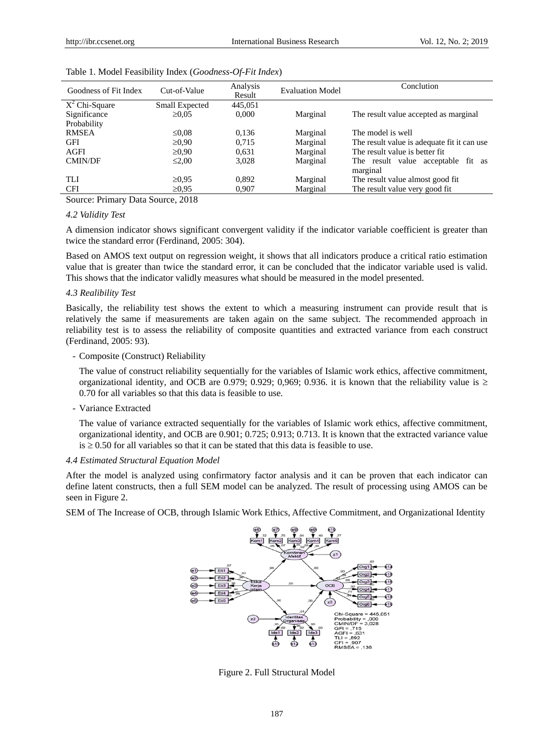Table 1. Model Feasibility Index (*Goodness-Of-Fit Index*)

| Goodness of Fit Index | Cut-of-Value | Analysis Result | Evaluation Model | Conclution |
|---|---|---|---|---|
| $X^2$ Chi-Square | Small Expected | 445,051 | | |
| Significance Probability | ≥0,05 | 0,000 | Marginal | The result value accepted as marginal |
| RMSEA | ≤0,08 | 0,136 | Marginal | The model is well |
| GFI | ≥0,90 | 0,715 | Marginal | The result value is adequate fit it can use |
| AGFI | ≥0,90 | 0,631 | Marginal | The result value is better fit |
| CMIN/DF | ≤2,00 | 3,028 | Marginal | The result value acceptable fit as marginal |
| TLI | ≥0,95 | 0,892 | Marginal | The result value almost good fit |
| CFI | ≥0,95 | 0,907 | Marginal | The result value very good fit |

Source: Primary Data Source, 2018

*4.2 Validity Test*

A dimension indicator shows significant convergent validity if the indicator variable coefficient is greater than twice the standard error (Ferdinand, 2005: 304).

Based on AMOS text output on regression weight, it shows that all indicators produce a critical ratio estimation value that is greater than twice the standard error, it can be concluded that the indicator variable used is valid. This shows that the indicator validly measures what should be measured in the model presented.

*4.3 Realibility Test*

Basically, the reliability test shows the extent to which a measuring instrument can provide result that is relatively the same if measurements are taken again on the same subject. The recommended approach in reliability test is to assess the reliability of composite quantities and extracted variance from each construct (Ferdinand, 2005: 93).

- Composite (Construct) Reliability

  The value of construct reliability sequentially for the variables of Islamic work ethics, affective commitment, organizational identity, and OCB are 0.979; 0.929; 0,969; 0.936. it is known that the reliability value is ≥ 0.70 for all variables so that this data is feasible to use.

- Variance Extracted

  The value of variance extracted sequentially for the variables of Islamic work ethics, affective commitment, organizational identity, and OCB are 0.901; 0.725; 0.913; 0.713. It is known that the extracted variance value is ≥ 0.50 for all variables so that it can be stated that this data is feasible to use.

*4.4 Estimated Structural Equation Model*

After the model is analyzed using confirmatory factor analysis and it can be proven that each indicator can define latent constructs, then a full SEM model can be analyzed. The result of processing using AMOS can be seen in Figure 2.

SEM of The Increase of OCB, through Islamic Work Ethics, Affective Commitment, and Organizational Identity

Figure 2. Full Structural Model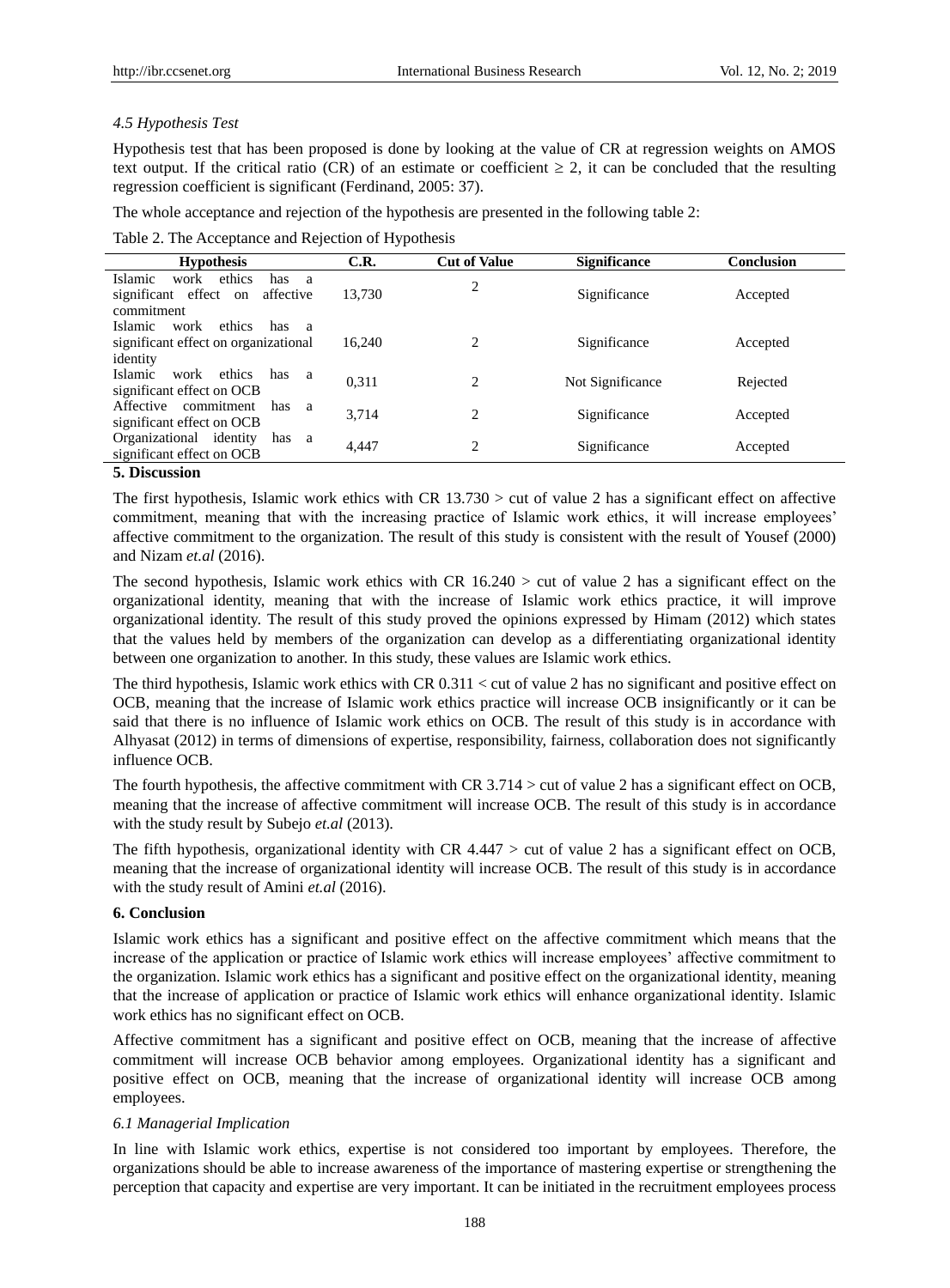### 4.5 Hypothesis Test

Hypothesis test that has been proposed is done by looking at the value of CR at regression weights on AMOS text output. If the critical ratio (CR) of an estimate or coefficient $\geq 2$, it can be concluded that the resulting regression coefficient is significant (Ferdinand, 2005: 37).

The whole acceptance and rejection of the hypothesis are presented in the following table 2:

Table 2. The Acceptance and Rejection of Hypothesis

| Hypothesis | C.R. | Cut of Value | Significance | Conclusion |
|---|---|---|---|---|
| Islamic work ethics has a significant effect on affective commitment | 13,730 | 2 | Significance | Accepted |
| Islamic work ethics has a significant effect on organizational identity | 16,240 | 2 | Significance | Accepted |
| Islamic work ethics has a significant effect on OCB | 0,311 | 2 | Not Significance | Rejected |
| Affective commitment has a significant effect on OCB | 3,714 | 2 | Significance | Accepted |
| Organizational identity has a significant effect on OCB | 4,447 | 2 | Significance | Accepted |

## 5. Discussion

The first hypothesis, Islamic work ethics with CR 13.730 > cut of value 2 has a significant effect on affective commitment, meaning that with the increasing practice of Islamic work ethics, it will increase employees' affective commitment to the organization. The result of this study is consistent with the result of Yousef (2000) and Nizam *et.al* (2016).

The second hypothesis, Islamic work ethics with CR 16.240 > cut of value 2 has a significant effect on the organizational identity, meaning that with the increase of Islamic work ethics practice, it will improve organizational identity. The result of this study proved the opinions expressed by Himam (2012) which states that the values held by members of the organization can develop as a differentiating organizational identity between one organization to another. In this study, these values are Islamic work ethics.

The third hypothesis, Islamic work ethics with CR 0.311 < cut of value 2 has no significant and positive effect on OCB, meaning that the increase of Islamic work ethics practice will increase OCB insignificantly or it can be said that there is no influence of Islamic work ethics on OCB. The result of this study is in accordance with Alhyasat (2012) in terms of dimensions of expertise, responsibility, fairness, collaboration does not significantly influence OCB.

The fourth hypothesis, the affective commitment with CR 3.714 > cut of value 2 has a significant effect on OCB, meaning that the increase of affective commitment will increase OCB. The result of this study is in accordance with the study result by Subejo *et.al* (2013).

The fifth hypothesis, organizational identity with CR 4.447 > cut of value 2 has a significant effect on OCB, meaning that the increase of organizational identity will increase OCB. The result of this study is in accordance with the study result of Amini *et.al* (2016).

## 6. Conclusion

Islamic work ethics has a significant and positive effect on the affective commitment which means that the increase of the application or practice of Islamic work ethics will increase employees' affective commitment to the organization. Islamic work ethics has a significant and positive effect on the organizational identity, meaning that the increase of application or practice of Islamic work ethics will enhance organizational identity. Islamic work ethics has no significant effect on OCB.

Affective commitment has a significant and positive effect on OCB, meaning that the increase of affective commitment will increase OCB behavior among employees. Organizational identity has a significant and positive effect on OCB, meaning that the increase of organizational identity will increase OCB among employees.

### 6.1 Managerial Implication

In line with Islamic work ethics, expertise is not considered too important by employees. Therefore, the organizations should be able to increase awareness of the importance of mastering expertise or strengthening the perception that capacity and expertise are very important. It can be initiated in the recruitment employees process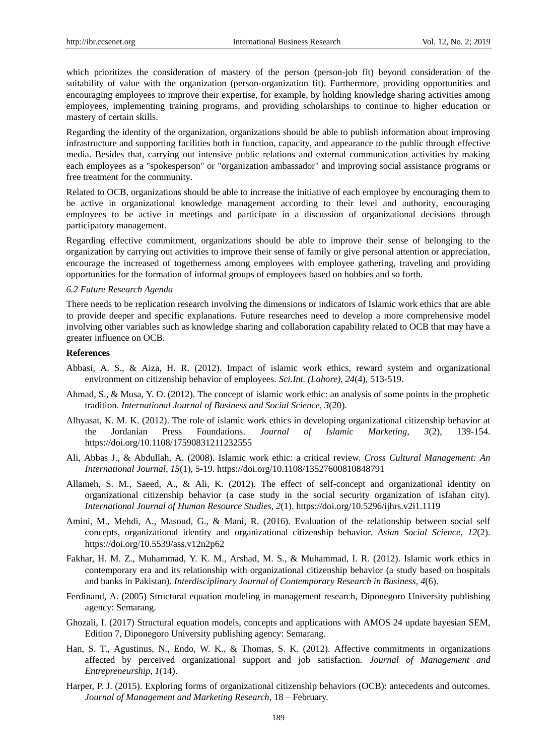which prioritizes the consideration of mastery of the person (person-job fit) beyond consideration of the suitability of value with the organization (person-organization fit). Furthermore, providing opportunities and encouraging employees to improve their expertise, for example, by holding knowledge sharing activities among employees, implementing training programs, and providing scholarships to continue to higher education or mastery of certain skills.

Regarding the identity of the organization, organizations should be able to publish information about improving infrastructure and supporting facilities both in function, capacity, and appearance to the public through effective media. Besides that, carrying out intensive public relations and external communication activities by making each employees as a "spokesperson" or "organization ambassador" and improving social assistance programs or free treatment for the community.

Related to OCB, organizations should be able to increase the initiative of each employee by encouraging them to be active in organizational knowledge management according to their level and authority, encouraging employees to be active in meetings and participate in a discussion of organizational decisions through participatory management.

Regarding effective commitment, organizations should be able to improve their sense of belonging to the organization by carrying out activities to improve their sense of family or give personal attention or appreciation, encourage the increased of togetherness among employees with employee gathering, traveling and providing opportunities for the formation of informal groups of employees based on hobbies and so forth.

### *6.2 Future Research Agenda*

There needs to be replication research involving the dimensions or indicators of Islamic work ethics that are able to provide deeper and specific explanations. Future researches need to develop a more comprehensive model involving other variables such as knowledge sharing and collaboration capability related to OCB that may have a greater influence on OCB.

## References

Abbasi, A. S., & Aiza, H. R. (2012). Impact of islamic work ethics, reward system and organizational environment on citizenship behavior of employees. *Sci.Int. (Lahore)*, *24*(4), 513-519.

Ahmad, S., & Musa, Y. O. (2012). The concept of islamic work ethic: an analysis of some points in the prophetic tradition. *International Journal of Business and Social Science, 3*(20).

Alhyasat, K. M. K. (2012). The role of islamic work ethics in developing organizational citizenship behavior at the Jordanian Press Foundations. *Journal of Islamic Marketing, 3*(2), 139-154. https://doi.org/10.1108/17590831211232555

Ali, Abbas J., & Abdullah, A. (2008). Islamic work ethic: a critical review. *Cross Cultural Management: An International Journal, 15*(1), 5-19. https://doi.org/10.1108/13527600810848791

Allameh, S. M., Saeed, A., & Ali, K. (2012). The effect of self-concept and organizational identity on organizational citizenship behavior (a case study in the social security organization of isfahan city). *International Journal of Human Resource Studies, 2*(1). https://doi.org/10.5296/ijhrs.v2i1.1119

Amini, M., Mehdi, A., Masoud, G., & Mani, R. (2016). Evaluation of the relationship between social self concepts, organizational identity and organizational citizenship behavior. *Asian Social Science, 12*(2). https://doi.org/10.5539/ass.v12n2p62

Fakhar, H. M. Z., Muhammad, Y. K. M., Arshad, M. S., & Muhammad, I. R. (2012). Islamic work ethics in contemporary era and its relationship with organizational citizenship behavior (a study based on hospitals and banks in Pakistan). *Interdisciplinary Journal of Contemporary Research in Business, 4*(6).

Ferdinand, A. (2005) Structural equation modeling in management research, Diponegoro University publishing agency: Semarang.

Ghozali, I. (2017) Structural equation models, concepts and applications with AMOS 24 update bayesian SEM, Edition 7, Diponegoro University publishing agency: Semarang.

Han, S. T., Agustinus, N., Endo, W. K., & Thomas, S. K. (2012). Affective commitments in organizations affected by perceived organizational support and job satisfaction. *Journal of Management and Entrepreneurship*, *1*(14).

Harper, P. J. (2015). Exploring forms of organizational citizenship behaviors (OCB): antecedents and outcomes. *Journal of Management and Marketing Research*, 18 – February.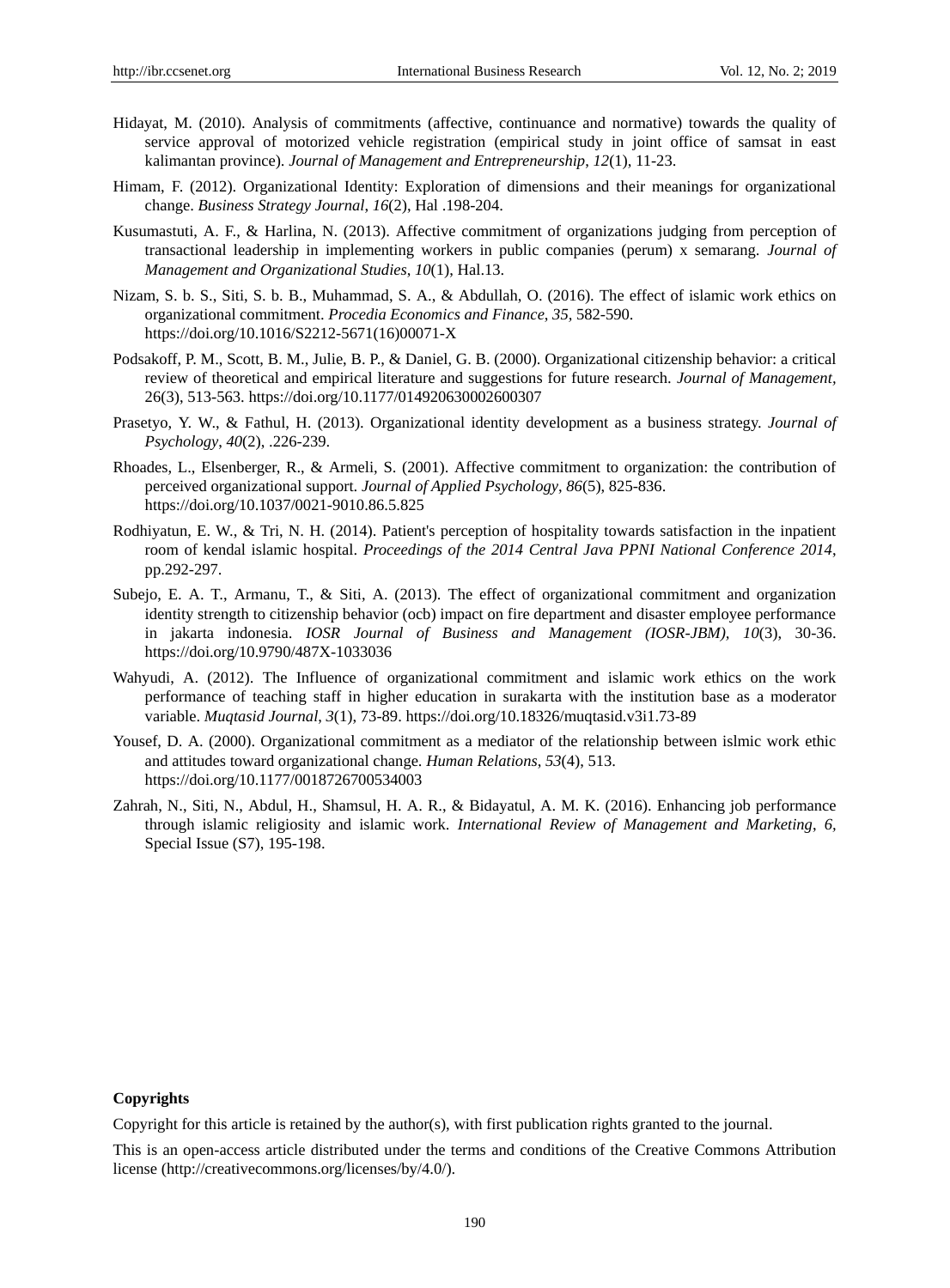Hidayat, M. (2010). Analysis of commitments (affective, continuance and normative) towards the quality of service approval of motorized vehicle registration (empirical study in joint office of samsat in east kalimantan province). *Journal of Management and Entrepreneurship*, *12*(1), 11-23.

Himam, F. (2012). Organizational Identity: Exploration of dimensions and their meanings for organizational change. *Business Strategy Journal*, *16*(2), Hal .198-204.

Kusumastuti, A. F., & Harlina, N. (2013). Affective commitment of organizations judging from perception of transactional leadership in implementing workers in public companies (perum) x semarang. *Journal of Management and Organizational Studies*, *10*(1), Hal.13.

Nizam, S. b. S., Siti, S. b. B., Muhammad, S. A., & Abdullah, O. (2016). The effect of islamic work ethics on organizational commitment. *Procedia Economics and Finance*, *35*, 582-590. https://doi.org/10.1016/S2212-5671(16)00071-X

Podsakoff, P. M., Scott, B. M., Julie, B. P., & Daniel, G. B. (2000). Organizational citizenship behavior: a critical review of theoretical and empirical literature and suggestions for future research. *Journal of Management*, 26(3), 513-563. https://doi.org/10.1177/014920630002600307

Prasetyo, Y. W., & Fathul, H. (2013). Organizational identity development as a business strategy. *Journal of Psychology*, *40*(2), .226-239.

Rhoades, L., Elsenberger, R., & Armeli, S. (2001). Affective commitment to organization: the contribution of perceived organizational support. *Journal of Applied Psychology*, *86*(5), 825-836. https://doi.org/10.1037/0021-9010.86.5.825

Rodhiyatun, E. W., & Tri, N. H. (2014). Patient's perception of hospitality towards satisfaction in the inpatient room of kendal islamic hospital. *Proceedings of the 2014 Central Java PPNI National Conference 2014*, pp.292-297.

Subejo, E. A. T., Armanu, T., & Siti, A. (2013). The effect of organizational commitment and organization identity strength to citizenship behavior (ocb) impact on fire department and disaster employee performance in jakarta indonesia. *IOSR Journal of Business and Management (IOSR-JBM)*, *10*(3), 30-36. https://doi.org/10.9790/487X-1033036

Wahyudi, A. (2012). The Influence of organizational commitment and islamic work ethics on the work performance of teaching staff in higher education in surakarta with the institution base as a moderator variable. *Muqtasid Journal*, *3*(1), 73-89. https://doi.org/10.18326/muqtasid.v3i1.73-89

Yousef, D. A. (2000). Organizational commitment as a mediator of the relationship between islmic work ethic and attitudes toward organizational change. *Human Relations*, *53*(4), 513. https://doi.org/10.1177/0018726700534003

Zahrah, N., Siti, N., Abdul, H., Shamsul, H. A. R., & Bidayatul, A. M. K. (2016). Enhancing job performance through islamic religiosity and islamic work. *International Review of Management and Marketing*, *6*, Special Issue (S7), 195-198.

**Copyrights**

Copyright for this article is retained by the author(s), with first publication rights granted to the journal.

This is an open-access article distributed under the terms and conditions of the Creative Commons Attribution license (http://creativecommons.org/licenses/by/4.0/).